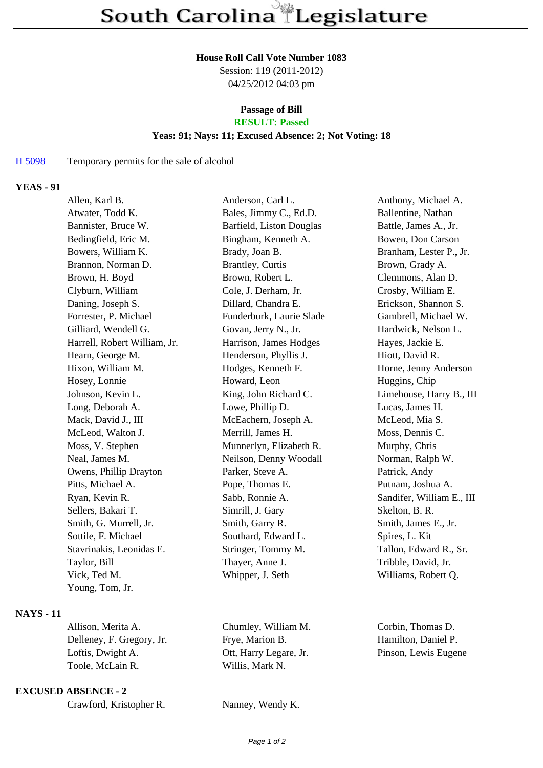# South Carolina Legislature

**House Roll Call Vote Number 1083**

Session: 119 (2011-2012)

04/25/2012 04:03 pm

**Passage of Bill**

**RESULT: Passed**

**Yeas: 91; Nays: 11; Excused Absence: 2; Not Voting: 18**

H 5098 Temporary permits for the sale of alcohol

## YEAS - 91

| | | |
|---|---|---|
| Allen, Karl B. | Anderson, Carl L. | Anthony, Michael A. |
| Atwater, Todd K. | Bales, Jimmy C., Ed.D. | Ballentine, Nathan |
| Bannister, Bruce W. | Barfield, Liston Douglas | Battle, James A., Jr. |
| Bedingfield, Eric M. | Bingham, Kenneth A. | Bowen, Don Carson |
| Bowers, William K. | Brady, Joan B. | Branham, Lester P., Jr. |
| Brannon, Norman D. | Brantley, Curtis | Brown, Grady A. |
| Brown, H. Boyd | Brown, Robert L. | Clemmons, Alan D. |
| Clyburn, William | Cole, J. Derham, Jr. | Crosby, William E. |
| Daning, Joseph S. | Dillard, Chandra E. | Erickson, Shannon S. |
| Forrester, P. Michael | Funderburk, Laurie Slade | Gambrell, Michael W. |
| Gilliard, Wendell G. | Govan, Jerry N., Jr. | Hardwick, Nelson L. |
| Harrell, Robert William, Jr. | Harrison, James Hodges | Hayes, Jackie E. |
| Hearn, George M. | Henderson, Phyllis J. | Hiott, David R. |
| Hixon, William M. | Hodges, Kenneth F. | Horne, Jenny Anderson |
| Hosey, Lonnie | Howard, Leon | Huggins, Chip |
| Johnson, Kevin L. | King, John Richard C. | Limehouse, Harry B., III |
| Long, Deborah A. | Lowe, Phillip D. | Lucas, James H. |
| Mack, David J., III | McEachern, Joseph A. | McLeod, Mia S. |
| McLeod, Walton J. | Merrill, James H. | Moss, Dennis C. |
| Moss, V. Stephen | Munnerlyn, Elizabeth R. | Murphy, Chris |
| Neal, James M. | Neilson, Denny Woodall | Norman, Ralph W. |
| Owens, Phillip Drayton | Parker, Steve A. | Patrick, Andy |
| Pitts, Michael A. | Pope, Thomas E. | Putnam, Joshua A. |
| Ryan, Kevin R. | Sabb, Ronnie A. | Sandifer, William E., III |
| Sellers, Bakari T. | Simrill, J. Gary | Skelton, B. R. |
| Smith, G. Murrell, Jr. | Smith, Garry R. | Smith, James E., Jr. |
| Sottile, F. Michael | Southard, Edward L. | Spires, L. Kit |
| Stavrinakis, Leonidas E. | Stringer, Tommy M. | Tallon, Edward R., Sr. |
| Taylor, Bill | Thayer, Anne J. | Tribble, David, Jr. |
| Vick, Ted M. | Whipper, J. Seth | Williams, Robert Q. |
| Young, Tom, Jr. | | |

## NAYS - 11

| | | |
|---|---|---|
| Allison, Merita A. | Chumley, William M. | Corbin, Thomas D. |
| Delleney, F. Gregory, Jr. | Frye, Marion B. | Hamilton, Daniel P. |
| Loftis, Dwight A. | Ott, Harry Legare, Jr. | Pinson, Lewis Eugene |
| Toole, McLain R. | Willis, Mark N. | |

## EXCUSED ABSENCE - 2

| | |
|---|---|
| Crawford, Kristopher R. | Nanney, Wendy K. |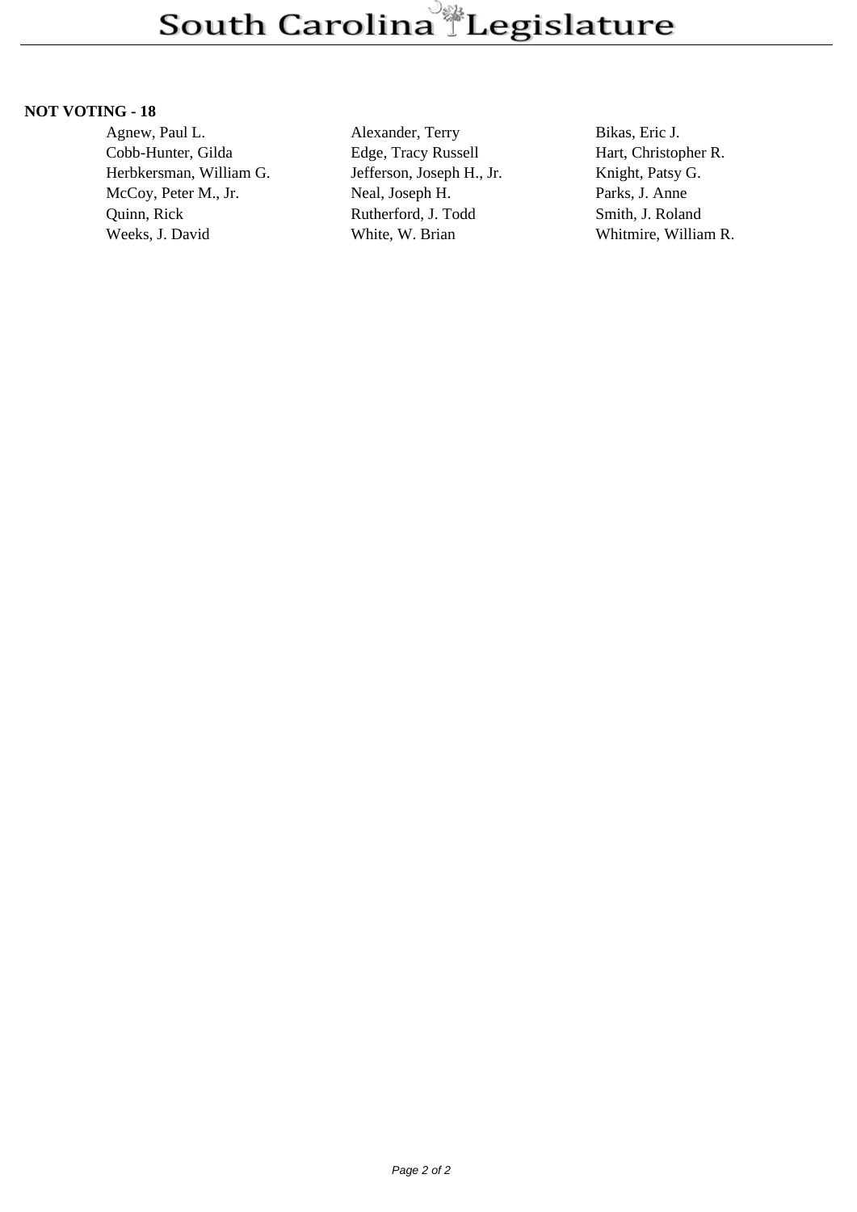**NOT VOTING - 18**

| | | |
|---|---|---|
| Agnew, Paul L. | Alexander, Terry | Bikas, Eric J. |
| Cobb-Hunter, Gilda | Edge, Tracy Russell | Hart, Christopher R. |
| Herbkersman, William G. | Jefferson, Joseph H., Jr. | Knight, Patsy G. |
| McCoy, Peter M., Jr. | Neal, Joseph H. | Parks, J. Anne |
| Quinn, Rick | Rutherford, J. Todd | Smith, J. Roland |
| Weeks, J. David | White, W. Brian | Whitmire, William R. |